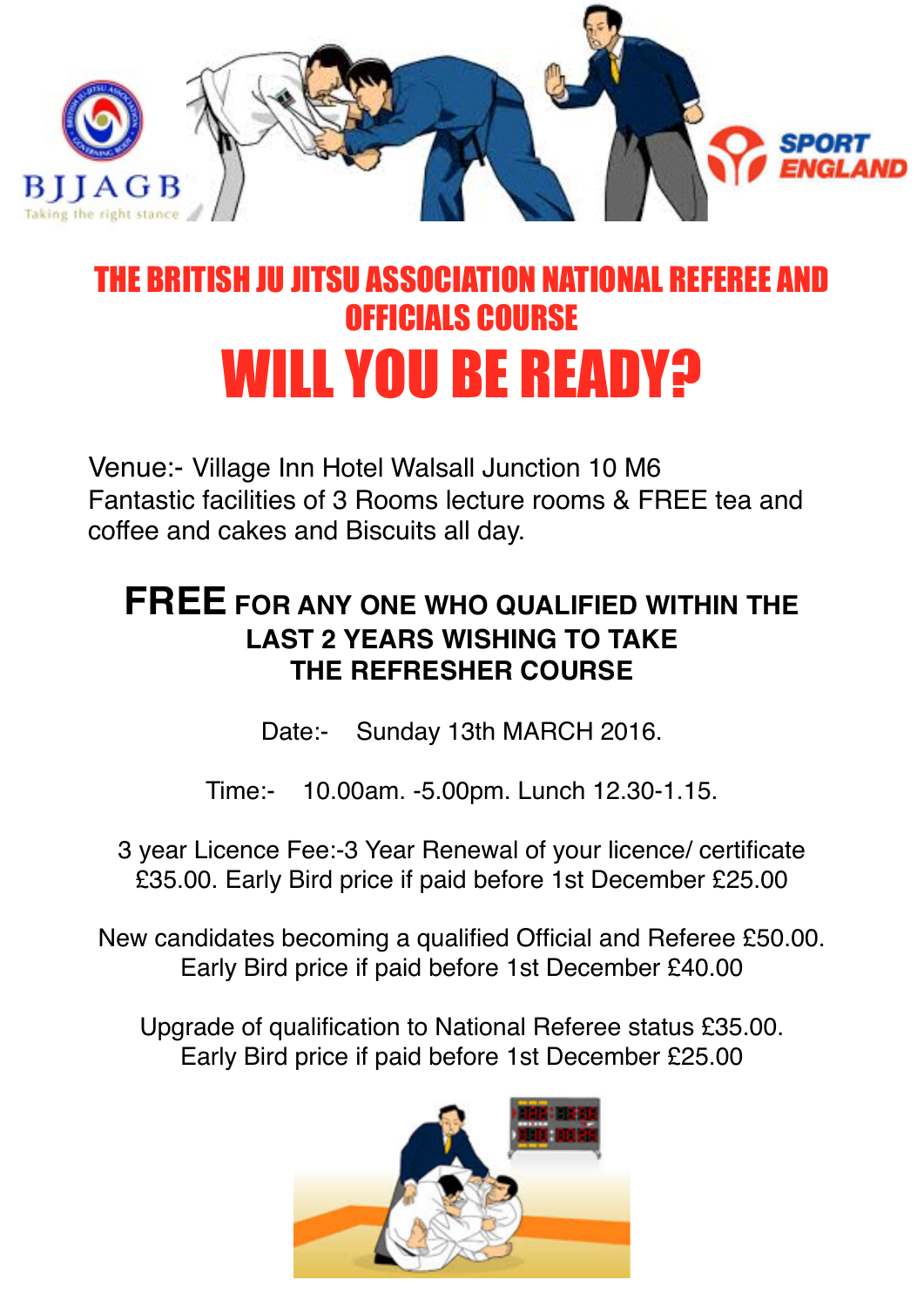# THE BRITISH JU JITSU ASSOCIATION NATIONAL REFEREE AND OFFICIALS COURSE

# WILL YOU BE READY?

Venue:- Village Inn Hotel Walsall Junction 10 M6
Fantastic facilities of 3 Rooms lecture rooms & FREE tea and coffee and cakes and Biscuits all day.

## FREE FOR ANY ONE WHO QUALIFIED WITHIN THE LAST 2 YEARS WISHING TO TAKE THE REFRESHER COURSE

Date:- Sunday 13th MARCH 2016.

Time:- 10.00am. -5.00pm. Lunch 12.30-1.15.

3 year Licence Fee:-3 Year Renewal of your licence/ certificate £35.00. Early Bird price if paid before 1st December £25.00

New candidates becoming a qualified Official and Referee £50.00. Early Bird price if paid before 1st December £40.00

Upgrade of qualification to National Referee status £35.00. Early Bird price if paid before 1st December £25.00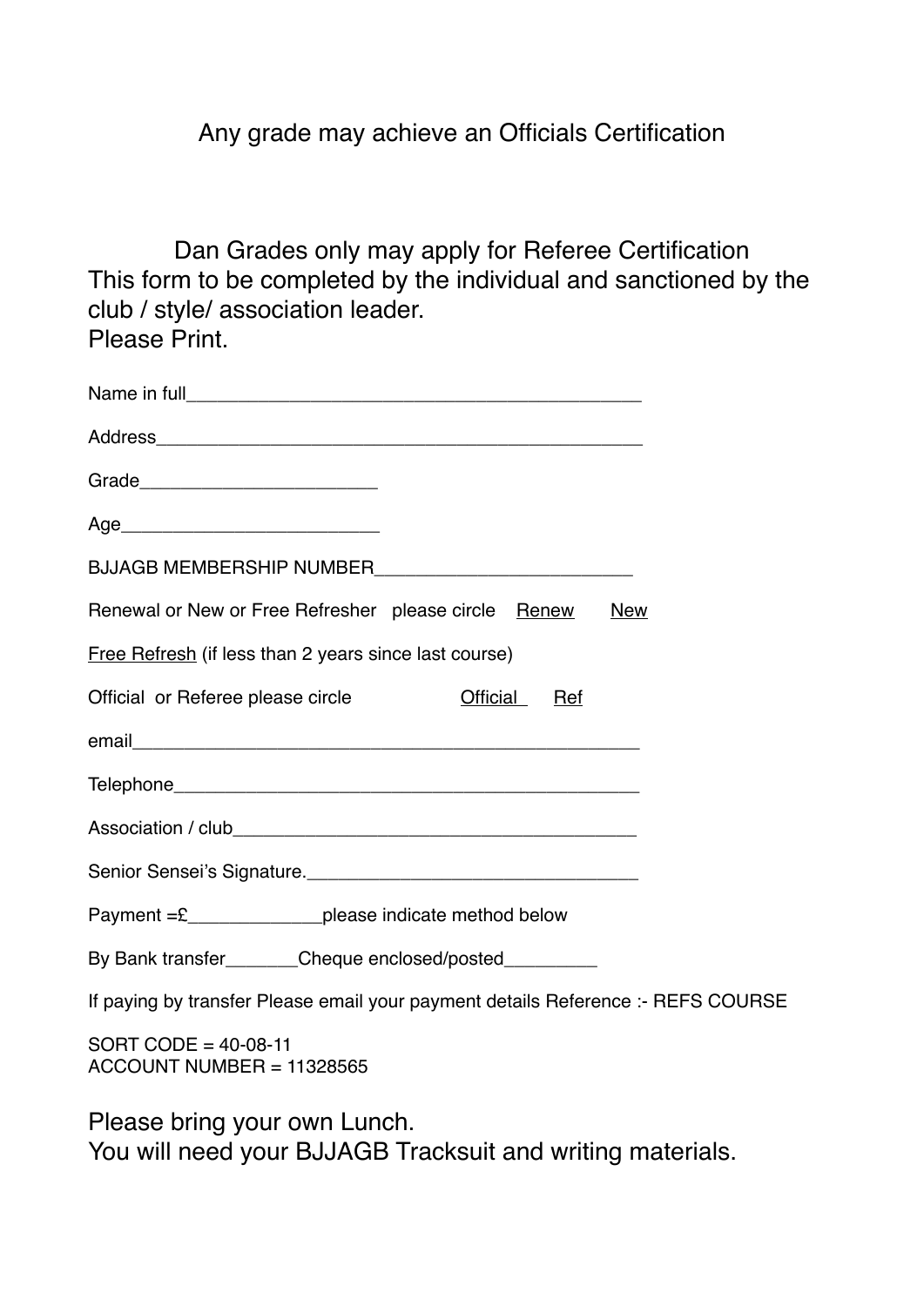Any grade may achieve an Officials Certification

Dan Grades only may apply for Referee Certification
This form to be completed by the individual and sanctioned by the club / style/ association leader.
Please Print.

Name in full_____________________________________________

Address_________________________________________________

Grade______________________

Age________________________

BJJAGB MEMBERSHIP NUMBER________________________

Renewal or New or Free Refresher please circle <u>Renew</u> <u>New</u>

<u>Free Refresh</u> (if less than 2 years since last course)

Official or Referee please circle <u>Official</u> <u>Ref</u>

email___________________________________________________

Telephone_______________________________________________

Association / club_________________________________________

Senior Sensei's Signature.________________________________

Payment =£_____________please indicate method below

By Bank transfer_______Cheque enclosed/posted_________

If paying by transfer Please email your payment details Reference :- REFS COURSE

SORT CODE = 40-08-11
ACCOUNT NUMBER = 11328565

Please bring your own Lunch.
You will need your BJJAGB Tracksuit and writing materials.